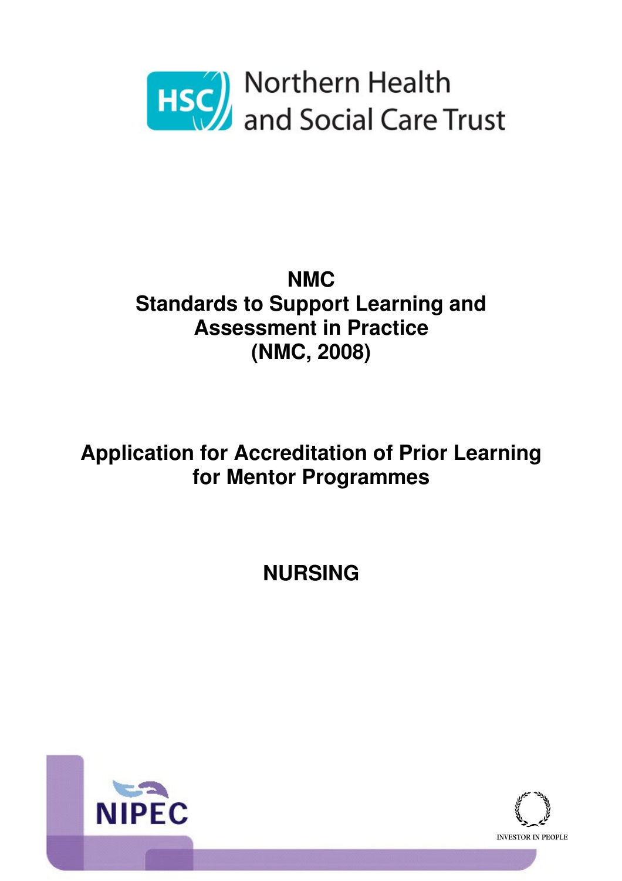Northern Health and Social Care Trust

# NMC Standards to Support Learning and Assessment in Practice (NMC, 2008)

# Application for Accreditation of Prior Learning for Mentor Programmes

# NURSING

NIPEC

INVESTOR IN PEOPLE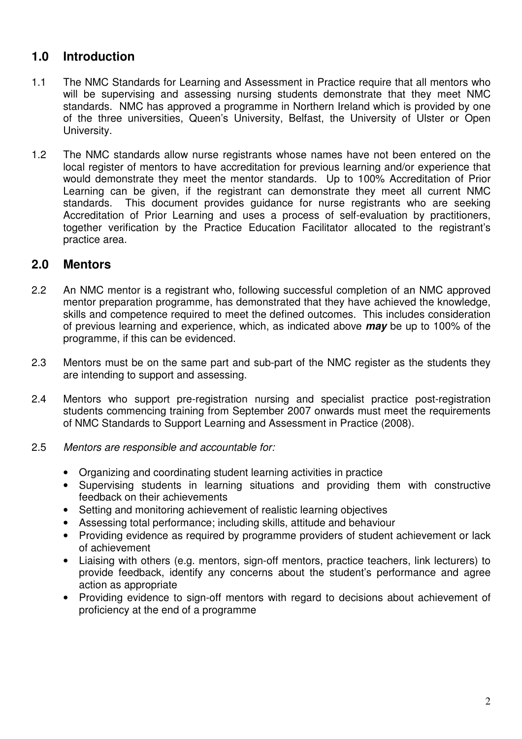## 1.0 Introduction

1.1 The NMC Standards for Learning and Assessment in Practice require that all mentors who will be supervising and assessing nursing students demonstrate that they meet NMC standards. NMC has approved a programme in Northern Ireland which is provided by one of the three universities, Queen's University, Belfast, the University of Ulster or Open University.

1.2 The NMC standards allow nurse registrants whose names have not been entered on the local register of mentors to have accreditation for previous learning and/or experience that would demonstrate they meet the mentor standards. Up to 100% Accreditation of Prior Learning can be given, if the registrant can demonstrate they meet all current NMC standards. This document provides guidance for nurse registrants who are seeking Accreditation of Prior Learning and uses a process of self-evaluation by practitioners, together verification by the Practice Education Facilitator allocated to the registrant's practice area.

## 2.0 Mentors

2.2 An NMC mentor is a registrant who, following successful completion of an NMC approved mentor preparation programme, has demonstrated that they have achieved the knowledge, skills and competence required to meet the defined outcomes. This includes consideration of previous learning and experience, which, as indicated above ***may*** be up to 100% of the programme, if this can be evidenced.

2.3 Mentors must be on the same part and sub-part of the NMC register as the students they are intending to support and assessing.

2.4 Mentors who support pre-registration nursing and specialist practice post-registration students commencing training from September 2007 onwards must meet the requirements of NMC Standards to Support Learning and Assessment in Practice (2008).

2.5 *Mentors are responsible and accountable for:*

- Organizing and coordinating student learning activities in practice
- Supervising students in learning situations and providing them with constructive feedback on their achievements
- Setting and monitoring achievement of realistic learning objectives
- Assessing total performance; including skills, attitude and behaviour
- Providing evidence as required by programme providers of student achievement or lack of achievement
- Liaising with others (e.g. mentors, sign-off mentors, practice teachers, link lecturers) to provide feedback, identify any concerns about the student's performance and agree action as appropriate
- Providing evidence to sign-off mentors with regard to decisions about achievement of proficiency at the end of a programme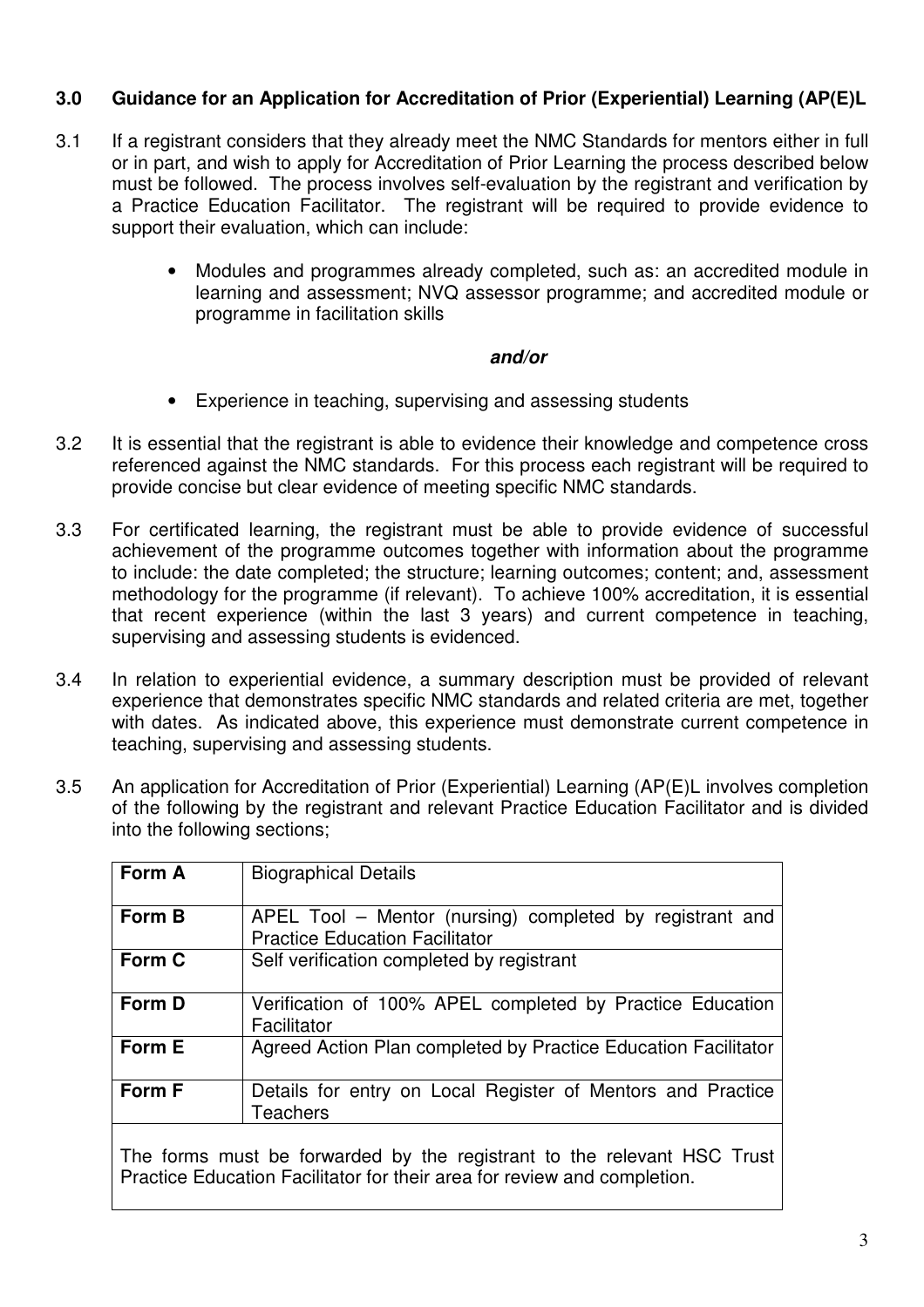### 3.0 Guidance for an Application for Accreditation of Prior (Experiential) Learning (AP(E)L

3.1 If a registrant considers that they already meet the NMC Standards for mentors either in full or in part, and wish to apply for Accreditation of Prior Learning the process described below must be followed. The process involves self-evaluation by the registrant and verification by a Practice Education Facilitator. The registrant will be required to provide evidence to support their evaluation, which can include:

- Modules and programmes already completed, such as: an accredited module in learning and assessment; NVQ assessor programme; and accredited module or programme in facilitation skills

***and/or***

- Experience in teaching, supervising and assessing students

3.2 It is essential that the registrant is able to evidence their knowledge and competence cross referenced against the NMC standards. For this process each registrant will be required to provide concise but clear evidence of meeting specific NMC standards.

3.3 For certificated learning, the registrant must be able to provide evidence of successful achievement of the programme outcomes together with information about the programme to include: the date completed; the structure; learning outcomes; content; and, assessment methodology for the programme (if relevant). To achieve 100% accreditation, it is essential that recent experience (within the last 3 years) and current competence in teaching, supervising and assessing students is evidenced.

3.4 In relation to experiential evidence, a summary description must be provided of relevant experience that demonstrates specific NMC standards and related criteria are met, together with dates. As indicated above, this experience must demonstrate current competence in teaching, supervising and assessing students.

3.5 An application for Accreditation of Prior (Experiential) Learning (AP(E)L involves completion of the following by the registrant and relevant Practice Education Facilitator and is divided into the following sections;

| | |
|---|---|
| **Form A** | Biographical Details |
| **Form B** | APEL Tool – Mentor (nursing) completed by registrant and Practice Education Facilitator |
| **Form C** | Self verification completed by registrant |
| **Form D** | Verification of 100% APEL completed by Practice Education Facilitator |
| **Form E** | Agreed Action Plan completed by Practice Education Facilitator |
| **Form F** | Details for entry on Local Register of Mentors and Practice Teachers |
| The forms must be forwarded by the registrant to the relevant HSC Trust Practice Education Facilitator for their area for review and completion. | |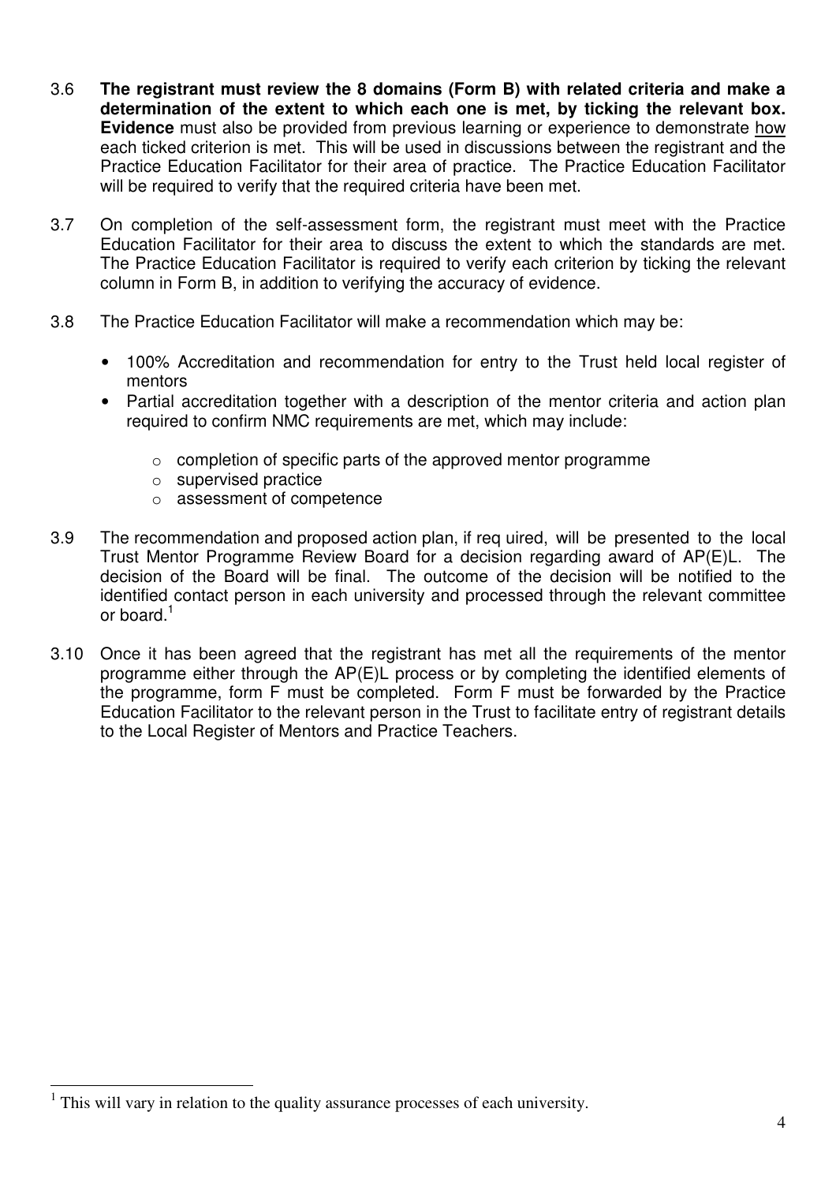3.6 **The registrant must review the 8 domains (Form B) with related criteria and make a determination of the extent to which each one is met, by ticking the relevant box. Evidence** must also be provided from previous learning or experience to demonstrate how each ticked criterion is met. This will be used in discussions between the registrant and the Practice Education Facilitator for their area of practice. The Practice Education Facilitator will be required to verify that the required criteria have been met.

3.7 On completion of the self-assessment form, the registrant must meet with the Practice Education Facilitator for their area to discuss the extent to which the standards are met. The Practice Education Facilitator is required to verify each criterion by ticking the relevant column in Form B, in addition to verifying the accuracy of evidence.

3.8 The Practice Education Facilitator will make a recommendation which may be:

- 100% Accreditation and recommendation for entry to the Trust held local register of mentors
- Partial accreditation together with a description of the mentor criteria and action plan required to confirm NMC requirements are met, which may include:
  - completion of specific parts of the approved mentor programme
  - supervised practice
  - assessment of competence

3.9 The recommendation and proposed action plan, if req uired, will be presented to the local Trust Mentor Programme Review Board for a decision regarding award of AP(E)L. The decision of the Board will be final. The outcome of the decision will be notified to the identified contact person in each university and processed through the relevant committee or board.[1]

3.10 Once it has been agreed that the registrant has met all the requirements of the mentor programme either through the AP(E)L process or by completing the identified elements of the programme, form F must be completed. Form F must be forwarded by the Practice Education Facilitator to the relevant person in the Trust to facilitate entry of registrant details to the Local Register of Mentors and Practice Teachers.

[1] This will vary in relation to the quality assurance processes of each university.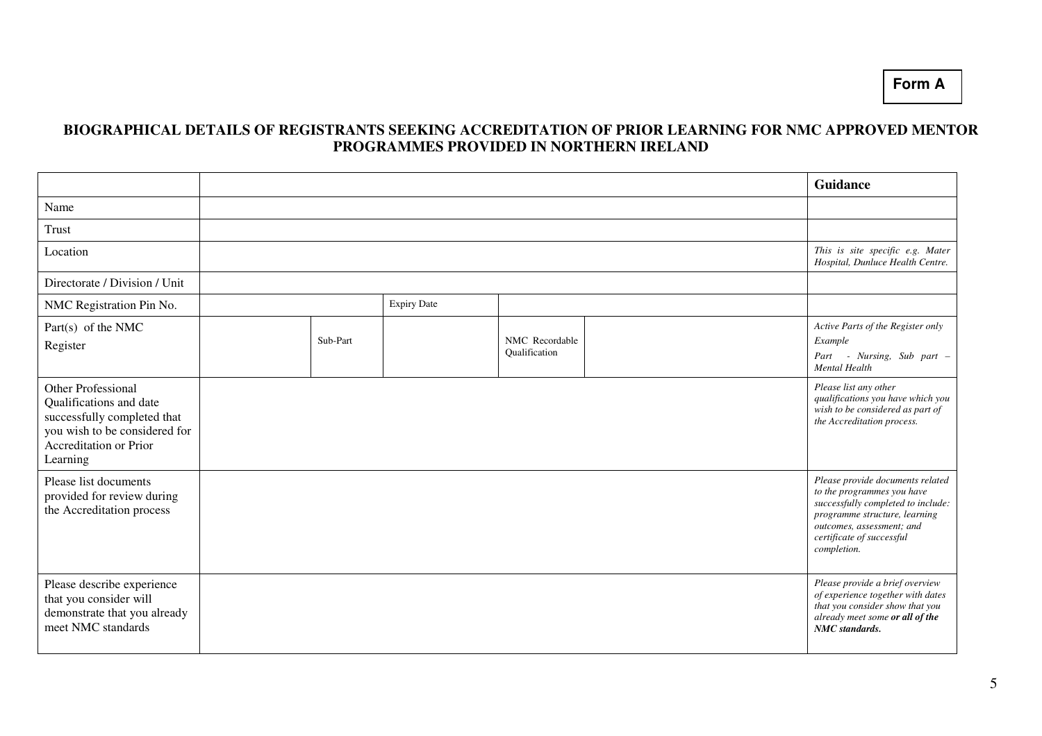**Form A**

## BIOGRAPHICAL DETAILS OF REGISTRANTS SEEKING ACCREDITATION OF PRIOR LEARNING FOR NMC APPROVED MENTOR PROGRAMMES PROVIDED IN NORTHERN IRELAND

| | | | | | | **Guidance** |
|---|---|---|---|---|---|---|
| Name | | | | | | |
| Trust | | | | | | |
| Location | | | | | | *This is site specific e.g. Mater Hospital, Dunluce Health Centre.* |
| Directorate / Division / Unit | | | | | | |
| NMC Registration Pin No. | | | Expiry Date | | | |
| Part(s) of the NMC Register | | Sub-Part | | NMC Recordable Qualification | | *Active Parts of the Register only*<br>*Example*<br>*Part - Nursing, Sub part – Mental Health* |
| Other Professional Qualifications and date successfully completed that you wish to be considered for Accreditation or Prior Learning | | | | | | *Please list any other qualifications you have which you wish to be considered as part of the Accreditation process.* |
| Please list documents provided for review during the Accreditation process | | | | | | *Please provide documents related to the programmes you have successfully completed to include: programme structure, learning outcomes, assessment; and certificate of successful completion.* |
| Please describe experience that you consider will demonstrate that you already meet NMC standards | | | | | | *Please provide a brief overview of experience together with dates that you consider show that you already meet some* ***or all of the NMC standards.*** |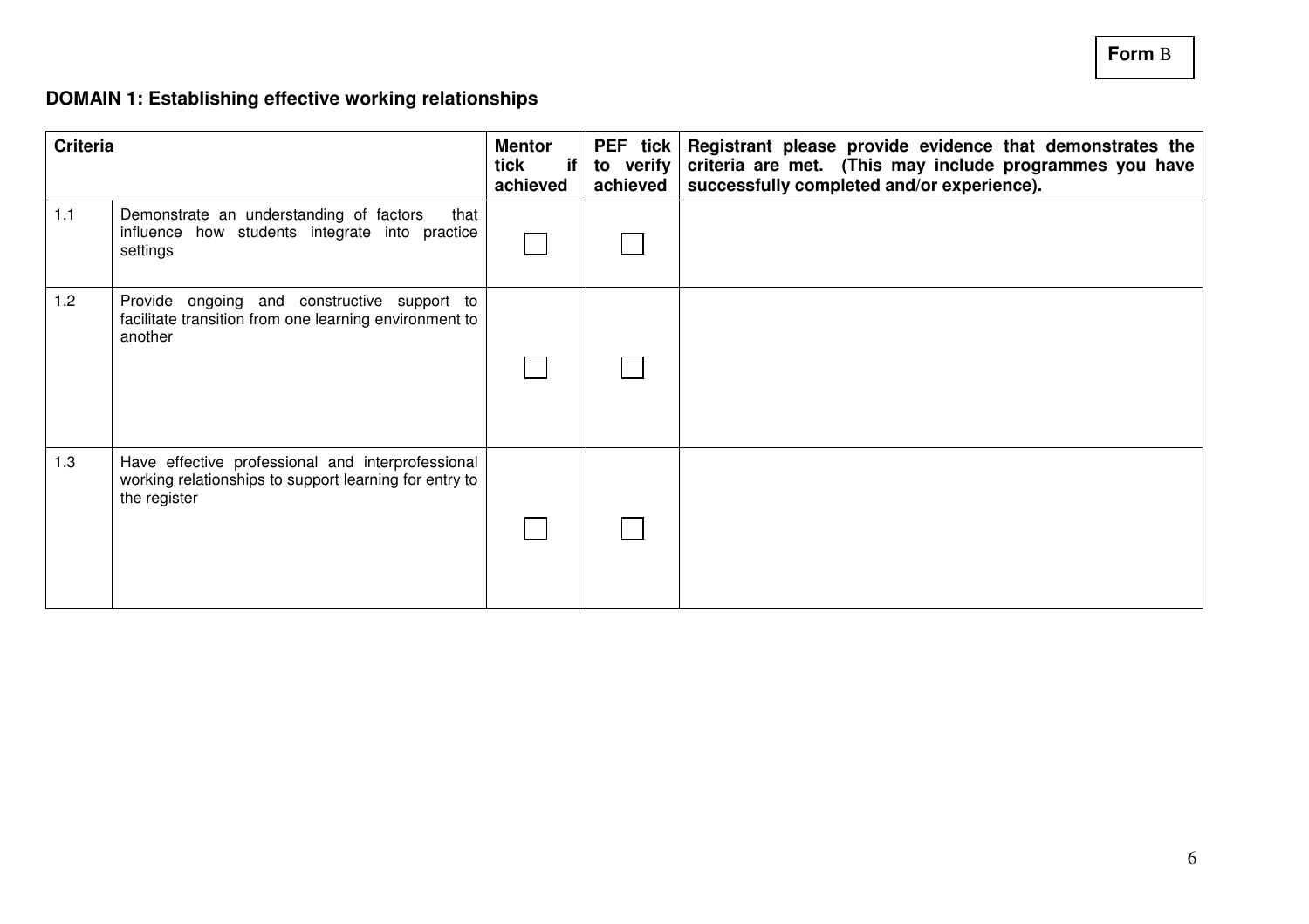**Form** B

**DOMAIN 1: Establishing effective working relationships**

| **Criteria** | | **Mentor tick if achieved** | **PEF tick to verify achieved** | **Registrant please provide evidence that demonstrates the criteria are met. (This may include programmes you have successfully completed and/or experience).** |
|---|---|---|---|---|
| 1.1 | Demonstrate an understanding of factors that influence how students integrate into practice settings | ☐ | ☐ | |
| 1.2 | Provide ongoing and constructive support to facilitate transition from one learning environment to another | ☐ | ☐ | |
| 1.3 | Have effective professional and interprofessional working relationships to support learning for entry to the register | ☐ | ☐ | |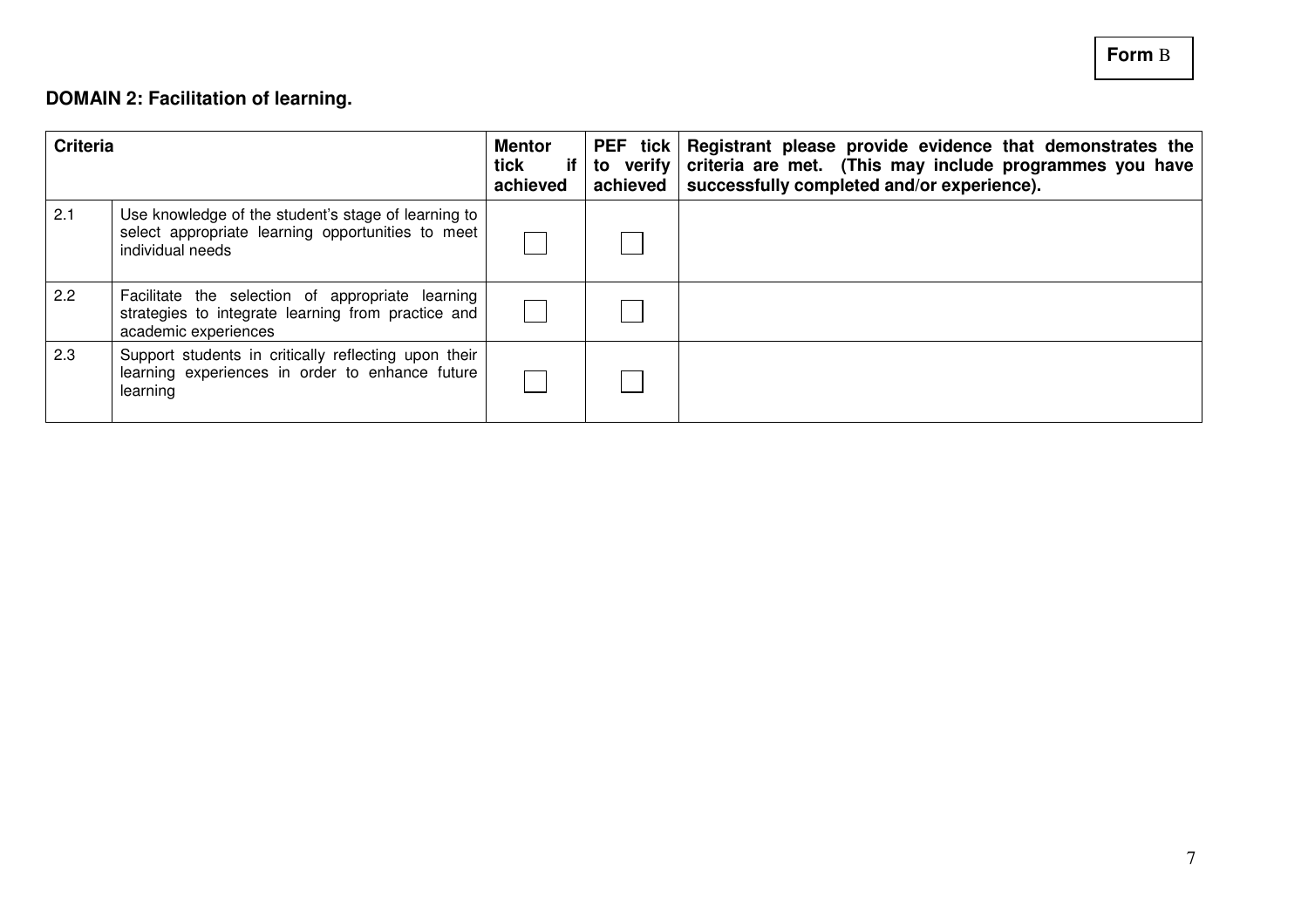**Form** B

## DOMAIN 2: Facilitation of learning.

| Criteria | | Mentor tick if achieved | PEF tick to verify achieved | Registrant please provide evidence that demonstrates the criteria are met. (This may include programmes you have successfully completed and/or experience). |
|---|---|---|---|---|
| 2.1 | Use knowledge of the student's stage of learning to select appropriate learning opportunities to meet individual needs | ☐ | ☐ | |
| 2.2 | Facilitate the selection of appropriate learning strategies to integrate learning from practice and academic experiences | ☐ | ☐ | |
| 2.3 | Support students in critically reflecting upon their learning experiences in order to enhance future learning | ☐ | ☐ | |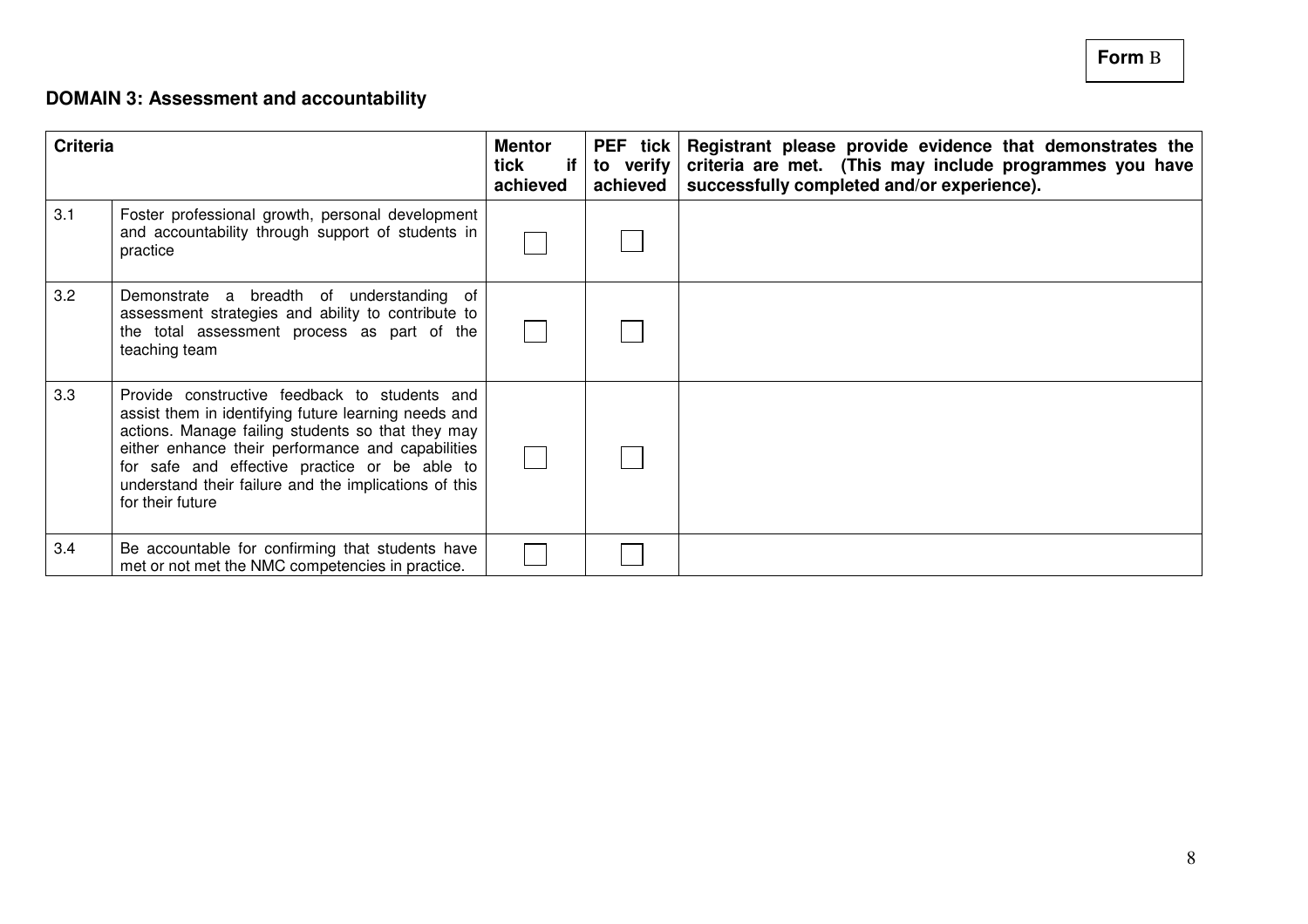**Form** B

**DOMAIN 3: Assessment and accountability**

| **Criteria** | | **Mentor tick if achieved** | **PEF tick to verify achieved** | **Registrant please provide evidence that demonstrates the criteria are met. (This may include programmes you have successfully completed and/or experience).** |
|---|---|---|---|---|
| 3.1 | Foster professional growth, personal development and accountability through support of students in practice | ☐ | ☐ | |
| 3.2 | Demonstrate a breadth of understanding of assessment strategies and ability to contribute to the total assessment process as part of the teaching team | ☐ | ☐ | |
| 3.3 | Provide constructive feedback to students and assist them in identifying future learning needs and actions. Manage failing students so that they may either enhance their performance and capabilities for safe and effective practice or be able to understand their failure and the implications of this for their future | ☐ | ☐ | |
| 3.4 | Be accountable for confirming that students have met or not met the NMC competencies in practice. | ☐ | ☐ | |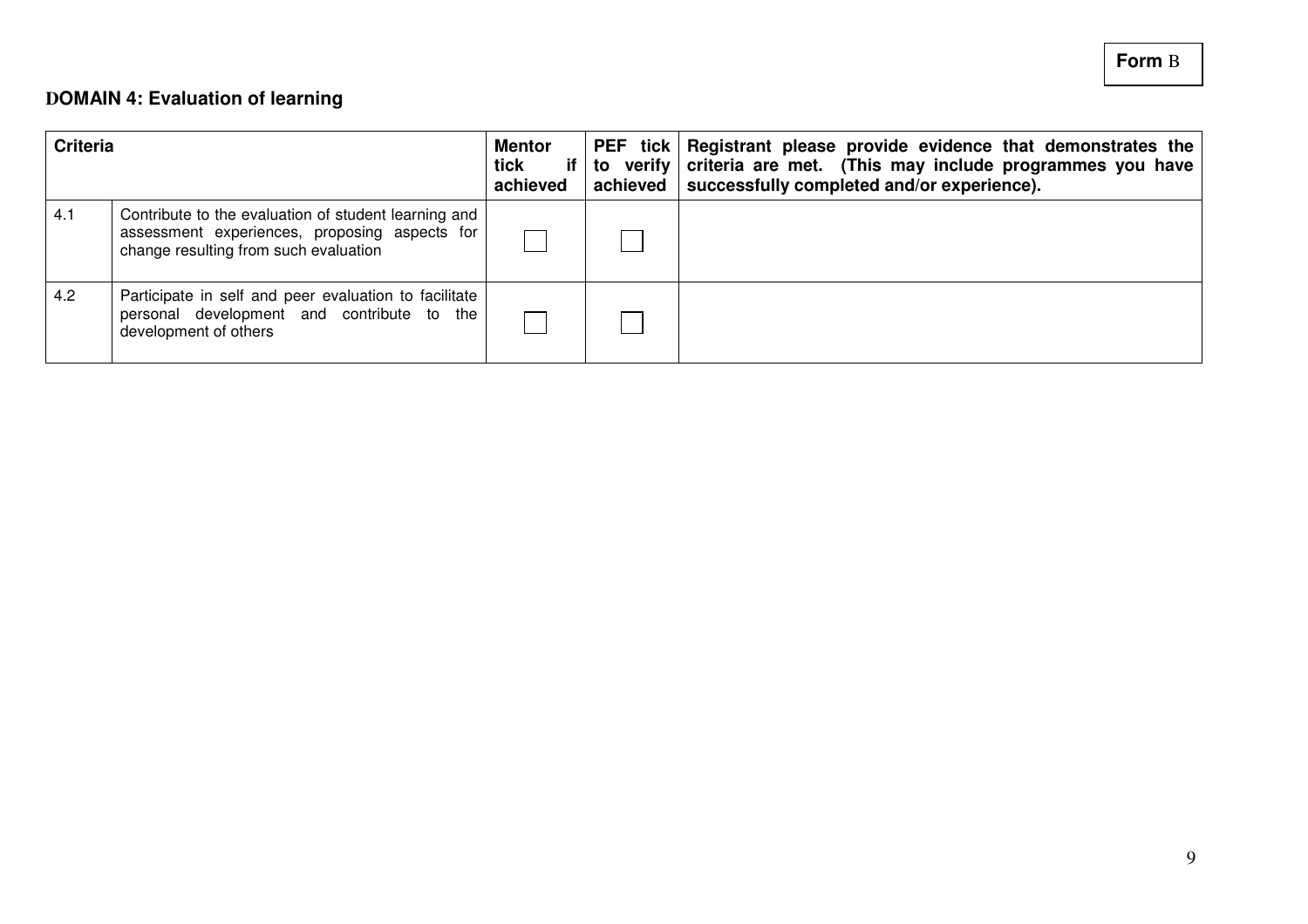**Form B**

## DOMAIN 4: Evaluation of learning

| Criteria | | Mentor tick if achieved | PEF tick to verify achieved | Registrant please provide evidence that demonstrates the criteria are met. (This may include programmes you have successfully completed and/or experience). |
|---|---|---|---|---|
| 4.1 | Contribute to the evaluation of student learning and assessment experiences, proposing aspects for change resulting from such evaluation | ☐ | ☐ | |
| 4.2 | Participate in self and peer evaluation to facilitate personal development and contribute to the development of others | ☐ | ☐ | |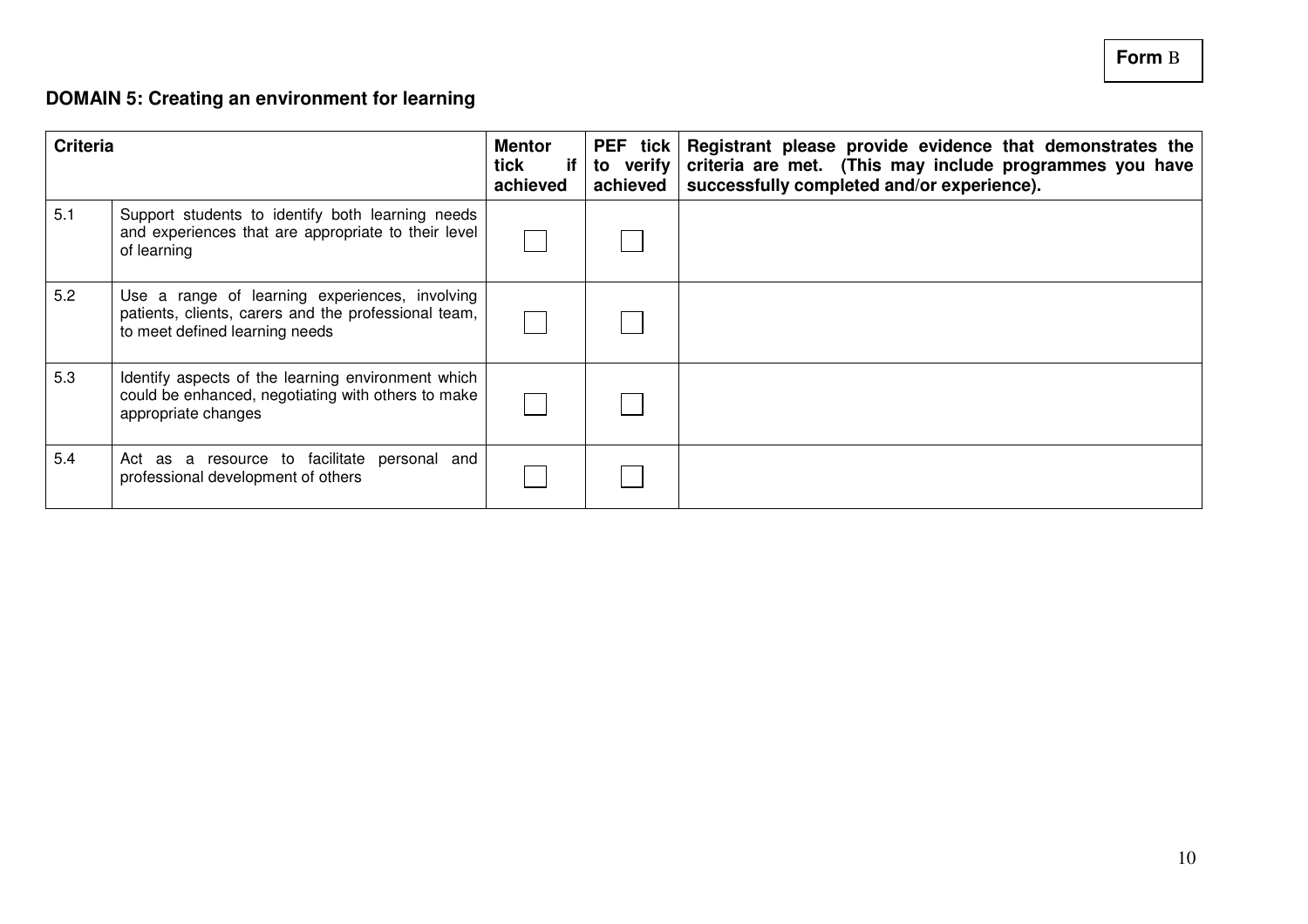**Form** B

## DOMAIN 5: Creating an environment for learning

| Criteria | | Mentor tick if achieved | PEF tick to verify achieved | Registrant please provide evidence that demonstrates the criteria are met. (This may include programmes you have successfully completed and/or experience). |
|---|---|---|---|---|
| 5.1 | Support students to identify both learning needs and experiences that are appropriate to their level of learning | ☐ | ☐ | |
| 5.2 | Use a range of learning experiences, involving patients, clients, carers and the professional team, to meet defined learning needs | ☐ | ☐ | |
| 5.3 | Identify aspects of the learning environment which could be enhanced, negotiating with others to make appropriate changes | ☐ | ☐ | |
| 5.4 | Act as a resource to facilitate personal and professional development of others | ☐ | ☐ | |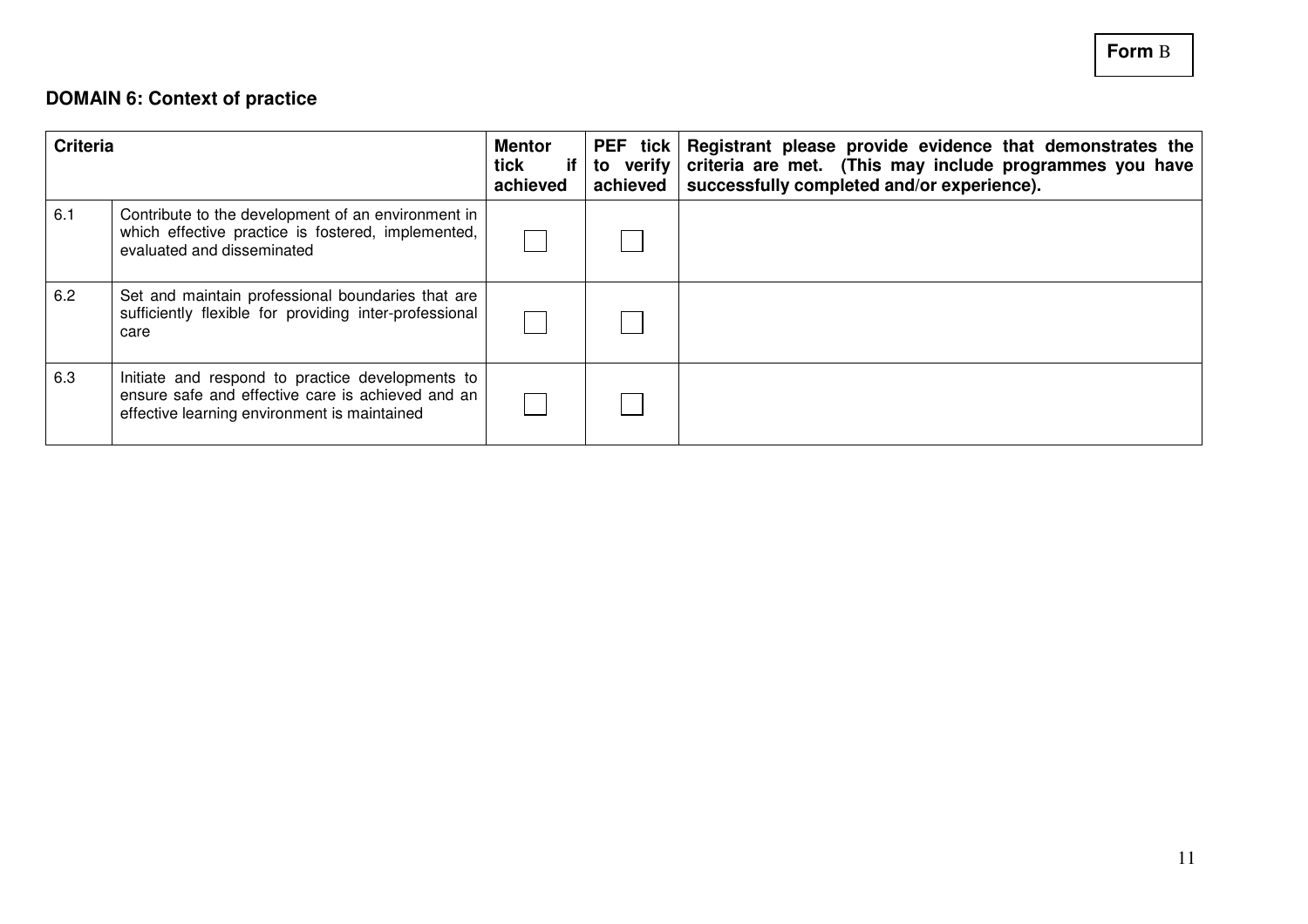**Form** B

## DOMAIN 6: Context of practice

| Criteria | | Mentor tick if achieved | PEF tick to verify achieved | Registrant please provide evidence that demonstrates the criteria are met. (This may include programmes you have successfully completed and/or experience). |
|---|---|---|---|---|
| 6.1 | Contribute to the development of an environment in which effective practice is fostered, implemented, evaluated and disseminated | ☐ | ☐ | |
| 6.2 | Set and maintain professional boundaries that are sufficiently flexible for providing inter-professional care | ☐ | ☐ | |
| 6.3 | Initiate and respond to practice developments to ensure safe and effective care is achieved and an effective learning environment is maintained | ☐ | ☐ | |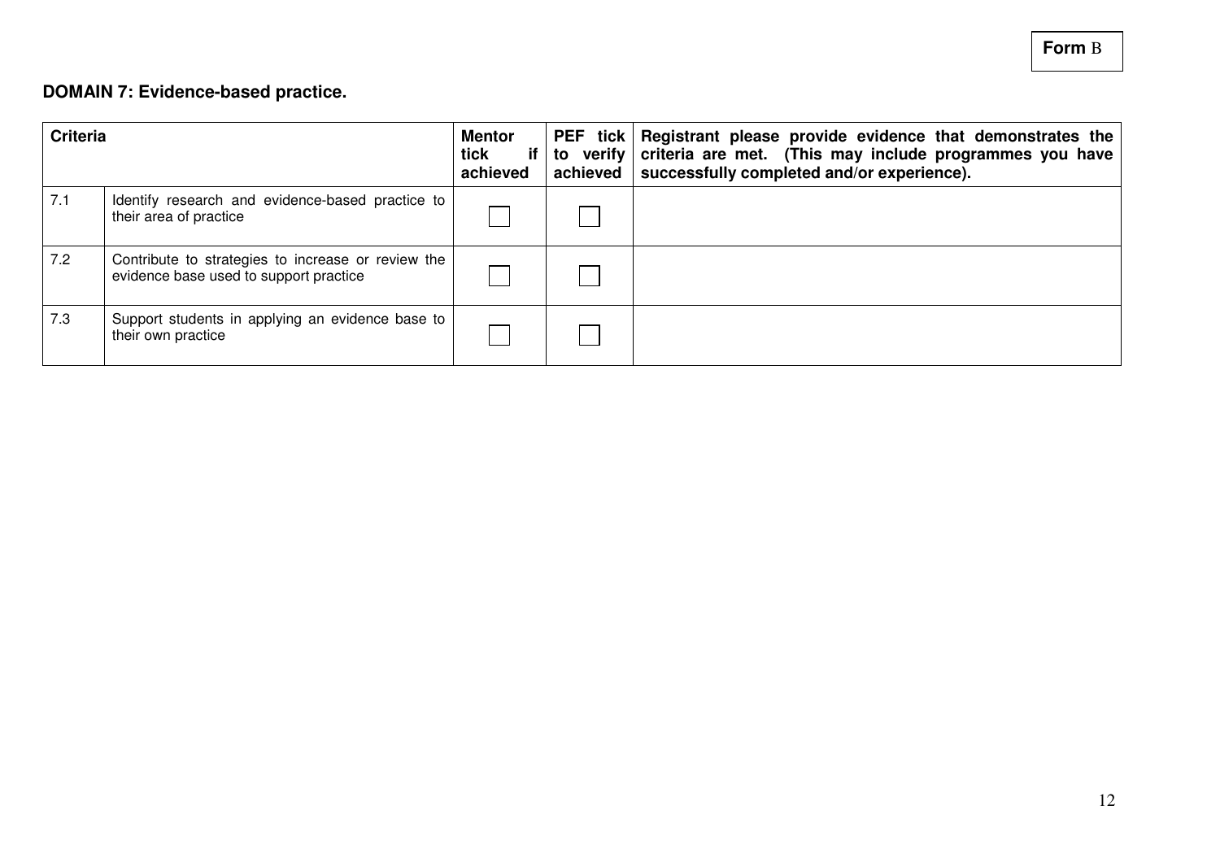**Form** B

**DOMAIN 7: Evidence-based practice.**

| Criteria | | Mentor tick if achieved | PEF tick to verify achieved | Registrant please provide evidence that demonstrates the criteria are met. (This may include programmes you have successfully completed and/or experience). |
|---|---|---|---|---|
| 7.1 | Identify research and evidence-based practice to their area of practice | ☐ | ☐ | |
| 7.2 | Contribute to strategies to increase or review the evidence base used to support practice | ☐ | ☐ | |
| 7.3 | Support students in applying an evidence base to their own practice | ☐ | ☐ | |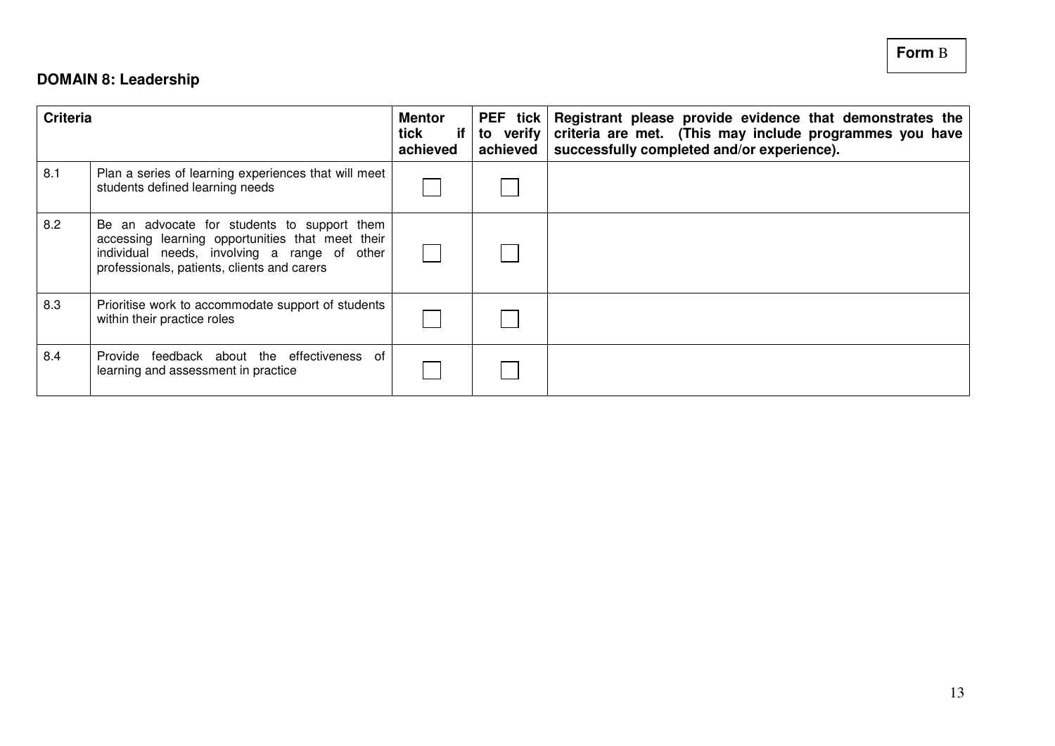**Form** B

## DOMAIN 8: Leadership

| Criteria | | Mentor tick if achieved | PEF tick to verify achieved | Registrant please provide evidence that demonstrates the criteria are met. (This may include programmes you have successfully completed and/or experience). |
|---|---|---|---|---|
| 8.1 | Plan a series of learning experiences that will meet students defined learning needs | ☐ | ☐ | |
| 8.2 | Be an advocate for students to support them accessing learning opportunities that meet their individual needs, involving a range of other professionals, patients, clients and carers | ☐ | ☐ | |
| 8.3 | Prioritise work to accommodate support of students within their practice roles | ☐ | ☐ | |
| 8.4 | Provide feedback about the effectiveness of learning and assessment in practice | ☐ | ☐ | |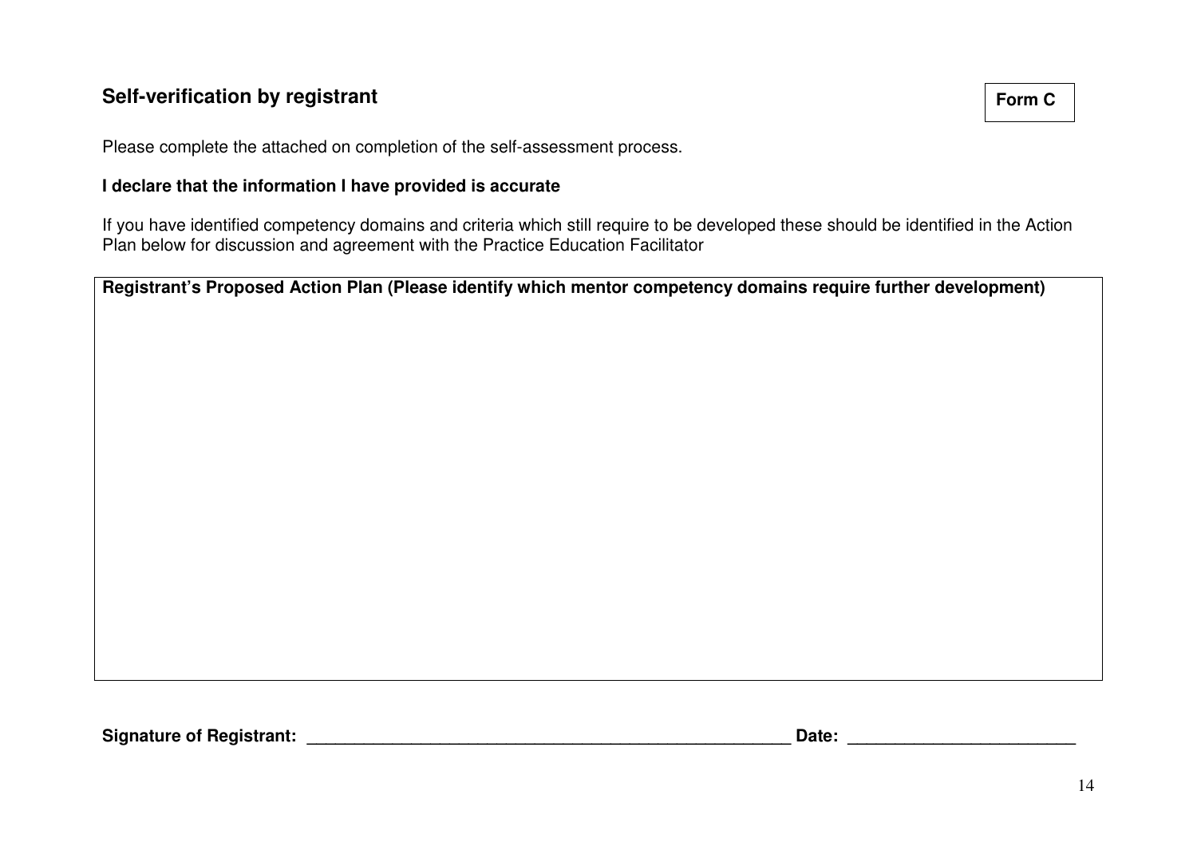## Self-verification by registrant

**Form C**

Please complete the attached on completion of the self-assessment process.

**I declare that the information I have provided is accurate**

If you have identified competency domains and criteria which still require to be developed these should be identified in the Action Plan below for discussion and agreement with the Practice Education Facilitator

| **Registrant's Proposed Action Plan (Please identify which mentor competency domains require further development)** |
| --- |
| |

**Signature of Registrant:** _____________________________________________________ **Date:** ________________________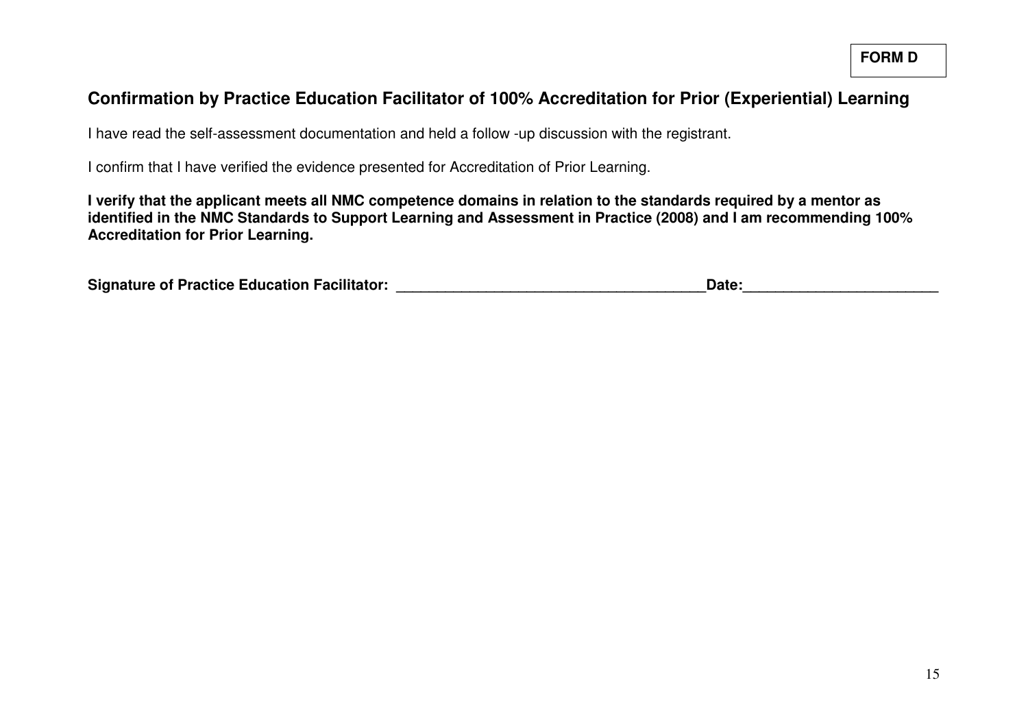**FORM D**

## Confirmation by Practice Education Facilitator of 100% Accreditation for Prior (Experiential) Learning

I have read the self-assessment documentation and held a follow -up discussion with the registrant.

I confirm that I have verified the evidence presented for Accreditation of Prior Learning.

**I verify that the applicant meets all NMC competence domains in relation to the standards required by a mentor as identified in the NMC Standards to Support Learning and Assessment in Practice (2008) and I am recommending 100% Accreditation for Prior Learning.**

**Signature of Practice Education Facilitator: ______________________________________Date:________________________**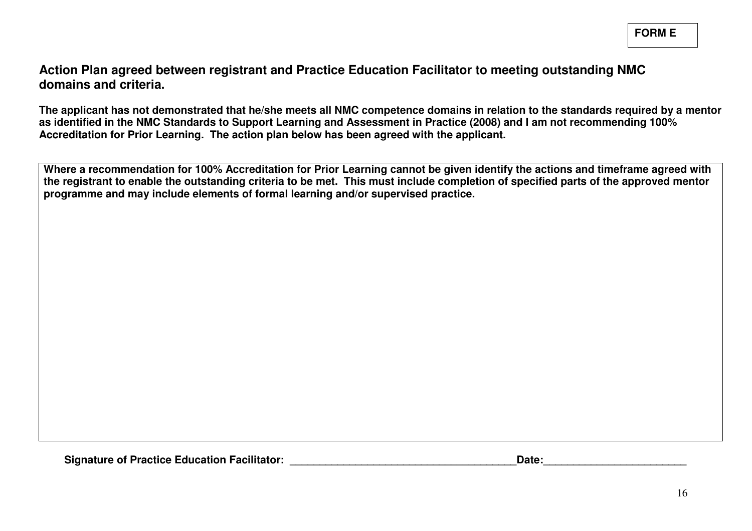**FORM E**

## Action Plan agreed between registrant and Practice Education Facilitator to meeting outstanding NMC domains and criteria.

**The applicant has not demonstrated that he/she meets all NMC competence domains in relation to the standards required by a mentor as identified in the NMC Standards to Support Learning and Assessment in Practice (2008) and I am not recommending 100% Accreditation for Prior Learning. The action plan below has been agreed with the applicant.**

| **Where a recommendation for 100% Accreditation for Prior Learning cannot be given identify the actions and timeframe agreed with the registrant to enable the outstanding criteria to be met. This must include completion of specified parts of the approved mentor programme and may include elements of formal learning and/or supervised practice.** |
| --- |
| |

**Signature of Practice Education Facilitator:** _______________________________________ **Date:**________________________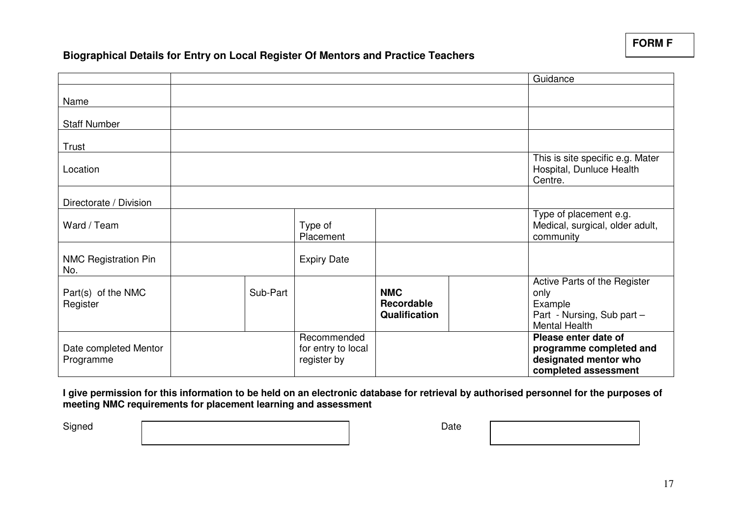**FORM F**

## Biographical Details for Entry on Local Register Of Mentors and Practice Teachers

| | | | | | | Guidance |
|---|---|---|---|---|---|---|
| Name | | | | | | |
| Staff Number | | | | | | |
| Trust | | | | | | |
| Location | | | | | | This is site specific e.g. Mater Hospital, Dunluce Health Centre. |
| Directorate / Division | | | | | | |
| Ward / Team | | | Type of Placement | | | Type of placement e.g. Medical, surgical, older adult, community |
| NMC Registration Pin No. | | | Expiry Date | | | |
| Part(s) of the NMC Register | | Sub-Part | | **NMC Recordable Qualification** | | Active Parts of the Register only<br>Example<br>Part - Nursing, Sub part – Mental Health |
| Date completed Mentor Programme | | | Recommended for entry to local register by | | | **Please enter date of programme completed and designated mentor who completed assessment** |

**I give permission for this information to be held on an electronic database for retrieval by authorised personnel for the purposes of meeting NMC requirements for placement learning and assessment**

Signed ______________________ Date ______________________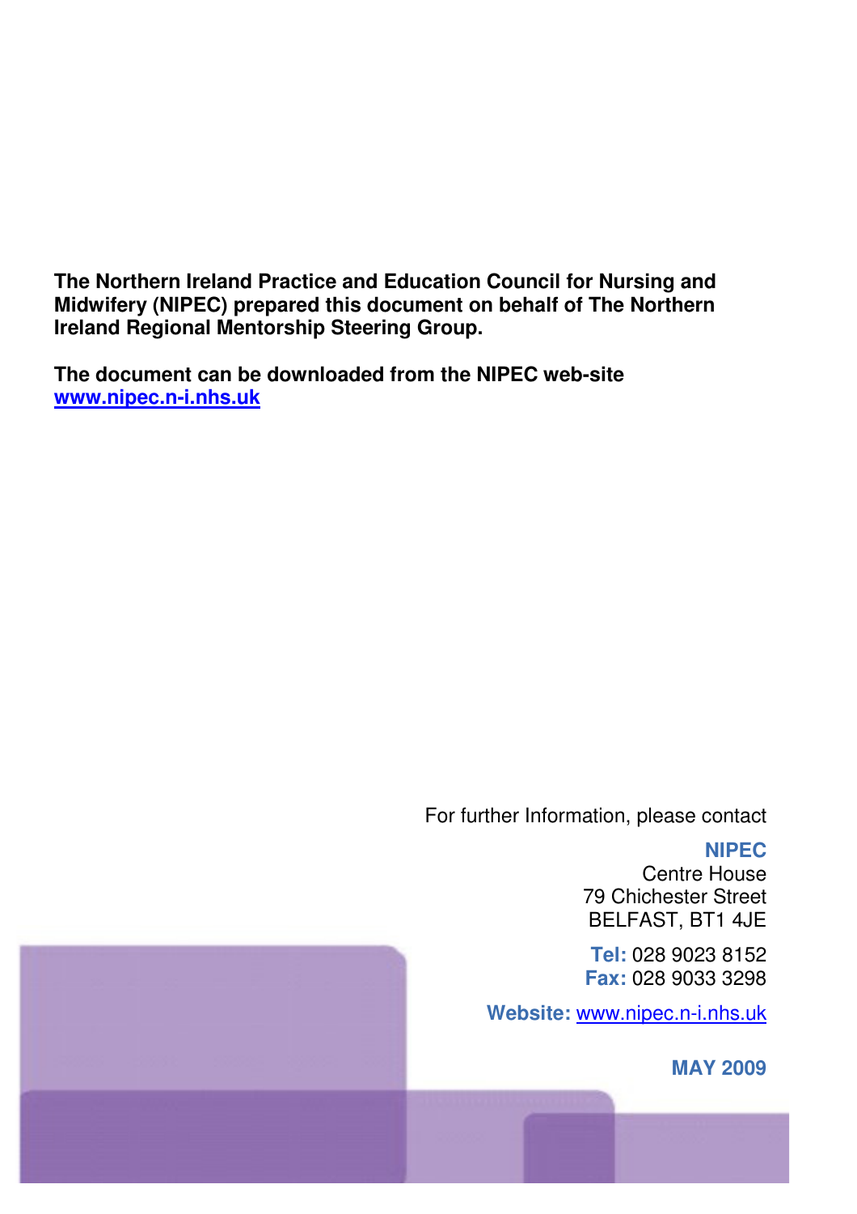**The Northern Ireland Practice and Education Council for Nursing and Midwifery (NIPEC) prepared this document on behalf of The Northern Ireland Regional Mentorship Steering Group.**

**The document can be downloaded from the NIPEC web-site [www.nipec.n-i.nhs.uk](http://www.nipec.n-i.nhs.uk)**

For further Information, please contact

**NIPEC**
Centre House
79 Chichester Street
BELFAST, BT1 4JE

**Tel:** 028 9023 8152
**Fax:** 028 9033 3298

**Website:** [www.nipec.n-i.nhs.uk](http://www.nipec.n-i.nhs.uk)

**MAY 2009**